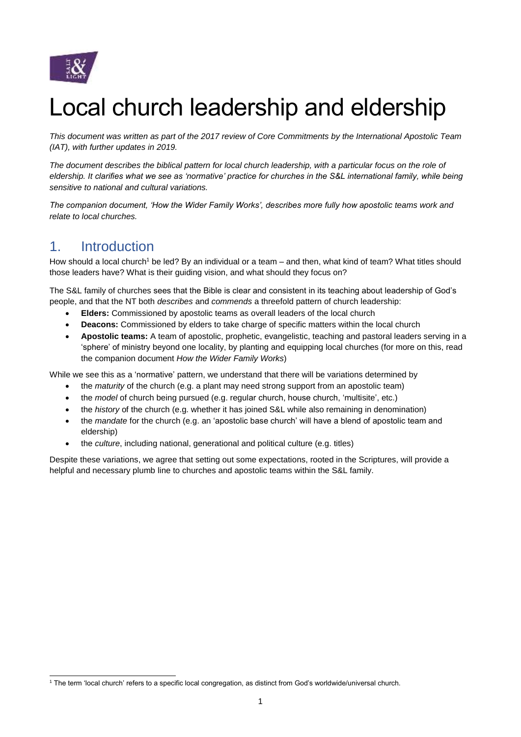# Local church leadership and eldership

*This document was written as part of the 2017 review of Core Commitments by the International Apostolic Team (IAT), with further updates in 2019.*

*The document describes the biblical pattern for local church leadership, with a particular focus on the role of eldership. It clarifies what we see as 'normative' practice for churches in the S&L international family, while being sensitive to national and cultural variations.*

*The companion document, 'How the Wider Family Works', describes more fully how apostolic teams work and relate to local churches.*

## 1. Introduction

How should a local church[1] be led? By an individual or a team – and then, what kind of team? What titles should those leaders have? What is their guiding vision, and what should they focus on?

The S&L family of churches sees that the Bible is clear and consistent in its teaching about leadership of God's people, and that the NT both *describes* and *commends* a threefold pattern of church leadership:

- **Elders:** Commissioned by apostolic teams as overall leaders of the local church
- **Deacons:** Commissioned by elders to take charge of specific matters within the local church
- **Apostolic teams:** A team of apostolic, prophetic, evangelistic, teaching and pastoral leaders serving in a 'sphere' of ministry beyond one locality, by planting and equipping local churches (for more on this, read the companion document *How the Wider Family Works*)

While we see this as a 'normative' pattern, we understand that there will be variations determined by

- the *maturity* of the church (e.g. a plant may need strong support from an apostolic team)
- the *model* of church being pursued (e.g. regular church, house church, 'multisite', etc.)
- the *history* of the church (e.g. whether it has joined S&L while also remaining in denomination)
- the *mandate* for the church (e.g. an 'apostolic base church' will have a blend of apostolic team and eldership)
- the *culture*, including national, generational and political culture (e.g. titles)

Despite these variations, we agree that setting out some expectations, rooted in the Scriptures, will provide a helpful and necessary plumb line to churches and apostolic teams within the S&L family.

[1] The term 'local church' refers to a specific local congregation, as distinct from God's worldwide/universal church.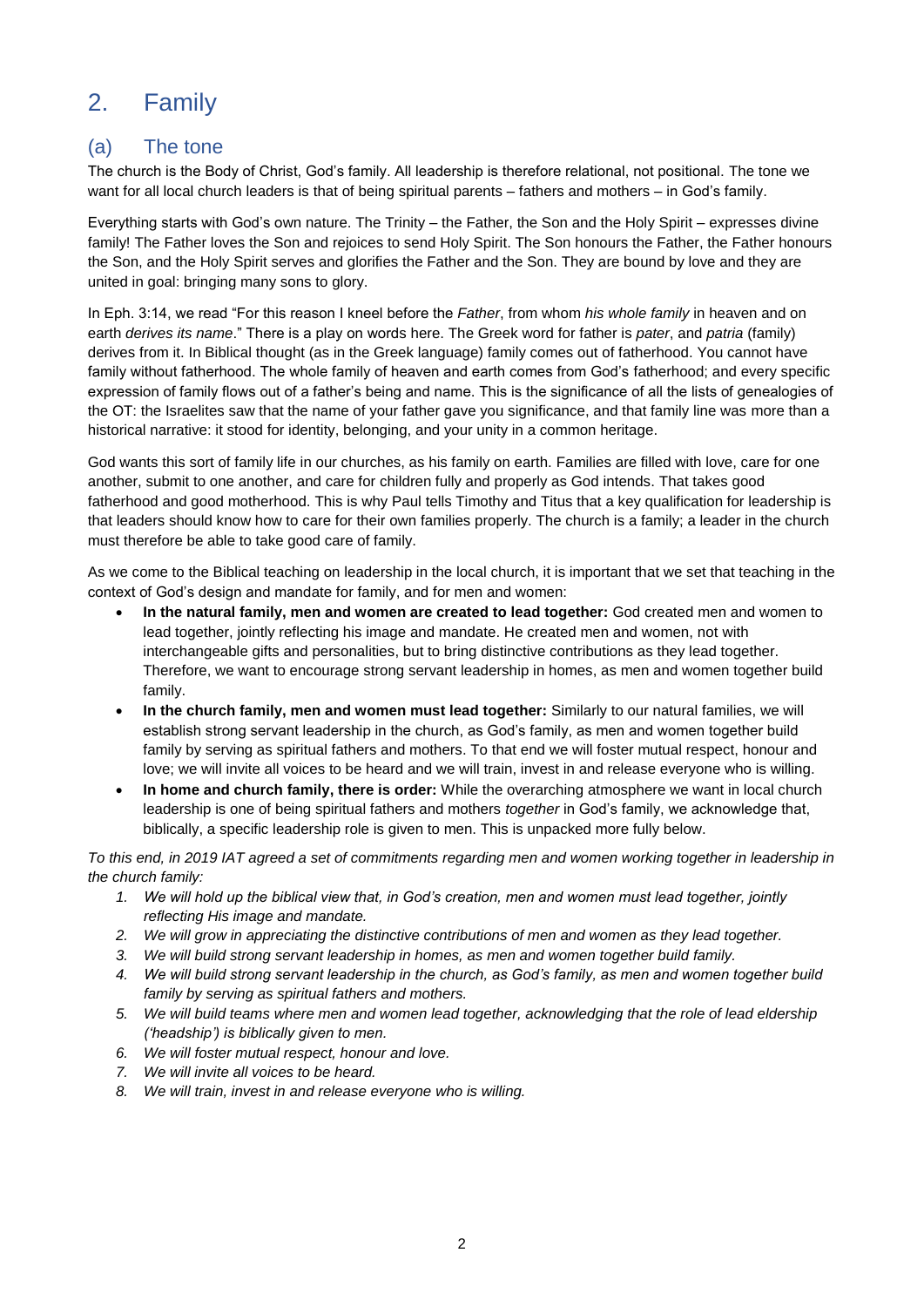# 2. Family

## (a) The tone

The church is the Body of Christ, God's family. All leadership is therefore relational, not positional. The tone we want for all local church leaders is that of being spiritual parents – fathers and mothers – in God's family.

Everything starts with God's own nature. The Trinity – the Father, the Son and the Holy Spirit – expresses divine family! The Father loves the Son and rejoices to send Holy Spirit. The Son honours the Father, the Father honours the Son, and the Holy Spirit serves and glorifies the Father and the Son. They are bound by love and they are united in goal: bringing many sons to glory.

In Eph. 3:14, we read "For this reason I kneel before the *Father*, from whom *his whole family* in heaven and on earth *derives its name*." There is a play on words here. The Greek word for father is *pater*, and *patria* (family) derives from it. In Biblical thought (as in the Greek language) family comes out of fatherhood. You cannot have family without fatherhood. The whole family of heaven and earth comes from God's fatherhood; and every specific expression of family flows out of a father's being and name. This is the significance of all the lists of genealogies of the OT: the Israelites saw that the name of your father gave you significance, and that family line was more than a historical narrative: it stood for identity, belonging, and your unity in a common heritage.

God wants this sort of family life in our churches, as his family on earth. Families are filled with love, care for one another, submit to one another, and care for children fully and properly as God intends. That takes good fatherhood and good motherhood. This is why Paul tells Timothy and Titus that a key qualification for leadership is that leaders should know how to care for their own families properly. The church is a family; a leader in the church must therefore be able to take good care of family.

As we come to the Biblical teaching on leadership in the local church, it is important that we set that teaching in the context of God's design and mandate for family, and for men and women:

- **In the natural family, men and women are created to lead together:** God created men and women to lead together, jointly reflecting his image and mandate. He created men and women, not with interchangeable gifts and personalities, but to bring distinctive contributions as they lead together. Therefore, we want to encourage strong servant leadership in homes, as men and women together build family.
- **In the church family, men and women must lead together:** Similarly to our natural families, we will establish strong servant leadership in the church, as God's family, as men and women together build family by serving as spiritual fathers and mothers. To that end we will foster mutual respect, honour and love; we will invite all voices to be heard and we will train, invest in and release everyone who is willing.
- **In home and church family, there is order:** While the overarching atmosphere we want in local church leadership is one of being spiritual fathers and mothers *together* in God's family, we acknowledge that, biblically, a specific leadership role is given to men. This is unpacked more fully below.

*To this end, in 2019 IAT agreed a set of commitments regarding men and women working together in leadership in the church family:*

1. *We will hold up the biblical view that, in God's creation, men and women must lead together, jointly reflecting His image and mandate.*
2. *We will grow in appreciating the distinctive contributions of men and women as they lead together.*
3. *We will build strong servant leadership in homes, as men and women together build family.*
4. *We will build strong servant leadership in the church, as God's family, as men and women together build family by serving as spiritual fathers and mothers.*
5. *We will build teams where men and women lead together, acknowledging that the role of lead eldership ('headship') is biblically given to men.*
6. *We will foster mutual respect, honour and love.*
7. *We will invite all voices to be heard.*
8. *We will train, invest in and release everyone who is willing.*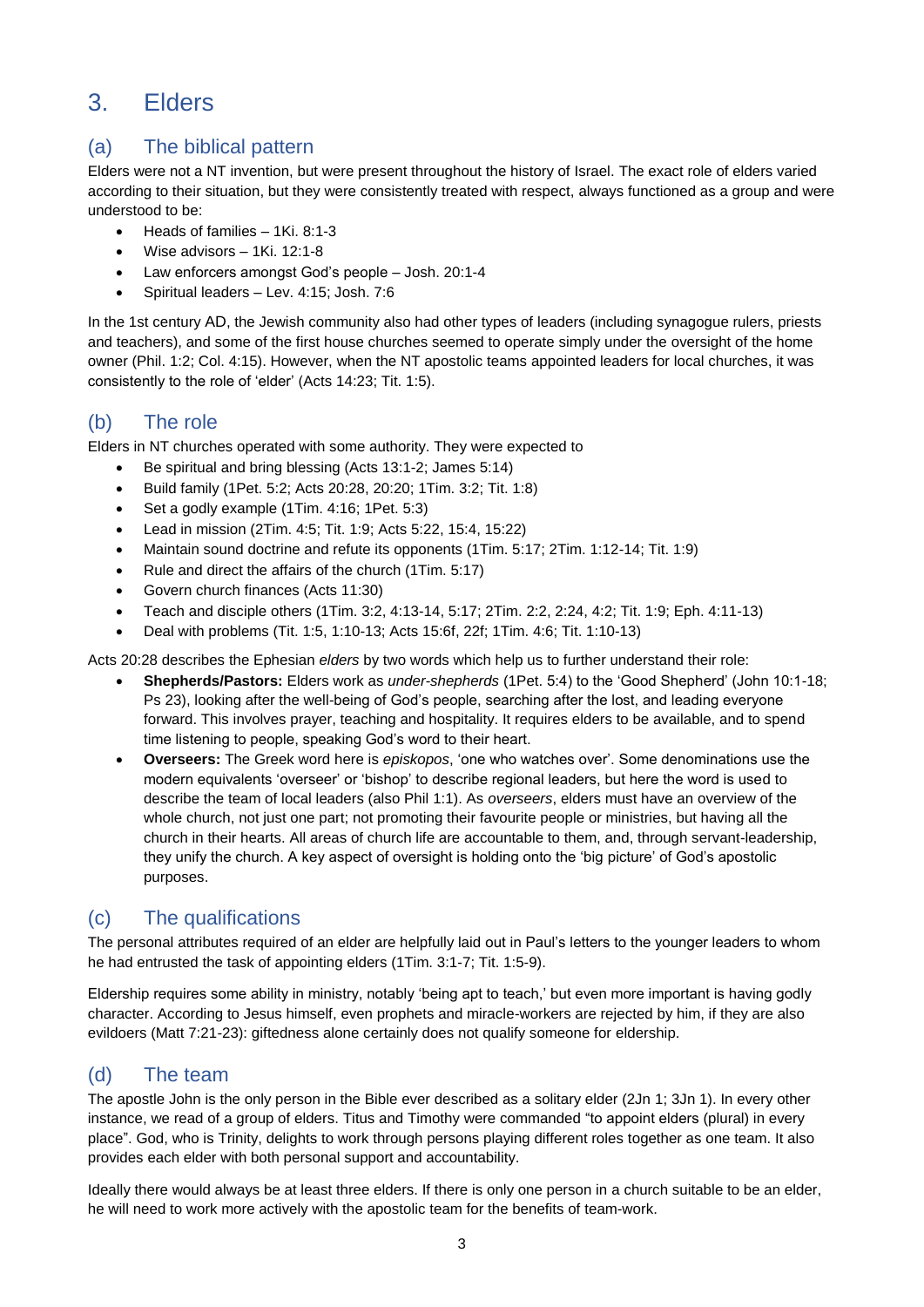# 3. Elders

## (a) The biblical pattern

Elders were not a NT invention, but were present throughout the history of Israel. The exact role of elders varied according to their situation, but they were consistently treated with respect, always functioned as a group and were understood to be:

- Heads of families – 1Ki. 8:1-3
- Wise advisors – 1Ki. 12:1-8
- Law enforcers amongst God's people – Josh. 20:1-4
- Spiritual leaders – Lev. 4:15; Josh. 7:6

In the 1st century AD, the Jewish community also had other types of leaders (including synagogue rulers, priests and teachers), and some of the first house churches seemed to operate simply under the oversight of the home owner (Phil. 1:2; Col. 4:15). However, when the NT apostolic teams appointed leaders for local churches, it was consistently to the role of 'elder' (Acts 14:23; Tit. 1:5).

## (b) The role

Elders in NT churches operated with some authority. They were expected to

- Be spiritual and bring blessing (Acts 13:1-2; James 5:14)
- Build family (1Pet. 5:2; Acts 20:28, 20:20; 1Tim. 3:2; Tit. 1:8)
- Set a godly example (1Tim. 4:16; 1Pet. 5:3)
- Lead in mission (2Tim. 4:5; Tit. 1:9; Acts 5:22, 15:4, 15:22)
- Maintain sound doctrine and refute its opponents (1Tim. 5:17; 2Tim. 1:12-14; Tit. 1:9)
- Rule and direct the affairs of the church (1Tim. 5:17)
- Govern church finances (Acts 11:30)
- Teach and disciple others (1Tim. 3:2, 4:13-14, 5:17; 2Tim. 2:2, 2:24, 4:2; Tit. 1:9; Eph. 4:11-13)
- Deal with problems (Tit. 1:5, 1:10-13; Acts 15:6f, 22f; 1Tim. 4:6; Tit. 1:10-13)

Acts 20:28 describes the Ephesian *elders* by two words which help us to further understand their role:

- **Shepherds/Pastors:** Elders work as *under-shepherds* (1Pet. 5:4) to the 'Good Shepherd' (John 10:1-18; Ps 23), looking after the well-being of God's people, searching after the lost, and leading everyone forward. This involves prayer, teaching and hospitality. It requires elders to be available, and to spend time listening to people, speaking God's word to their heart.
- **Overseers:** The Greek word here is *episkopos*, 'one who watches over'. Some denominations use the modern equivalents 'overseer' or 'bishop' to describe regional leaders, but here the word is used to describe the team of local leaders (also Phil 1:1). As *overseers*, elders must have an overview of the whole church, not just one part; not promoting their favourite people or ministries, but having all the church in their hearts. All areas of church life are accountable to them, and, through servant-leadership, they unify the church. A key aspect of oversight is holding onto the 'big picture' of God's apostolic purposes.

## (c) The qualifications

The personal attributes required of an elder are helpfully laid out in Paul's letters to the younger leaders to whom he had entrusted the task of appointing elders (1Tim. 3:1-7; Tit. 1:5-9).

Eldership requires some ability in ministry, notably 'being apt to teach,' but even more important is having godly character. According to Jesus himself, even prophets and miracle-workers are rejected by him, if they are also evildoers (Matt 7:21-23): giftedness alone certainly does not qualify someone for eldership.

## (d) The team

The apostle John is the only person in the Bible ever described as a solitary elder (2Jn 1; 3Jn 1). In every other instance, we read of a group of elders. Titus and Timothy were commanded "to appoint elders (plural) in every place". God, who is Trinity, delights to work through persons playing different roles together as one team. It also provides each elder with both personal support and accountability.

Ideally there would always be at least three elders. If there is only one person in a church suitable to be an elder, he will need to work more actively with the apostolic team for the benefits of team-work.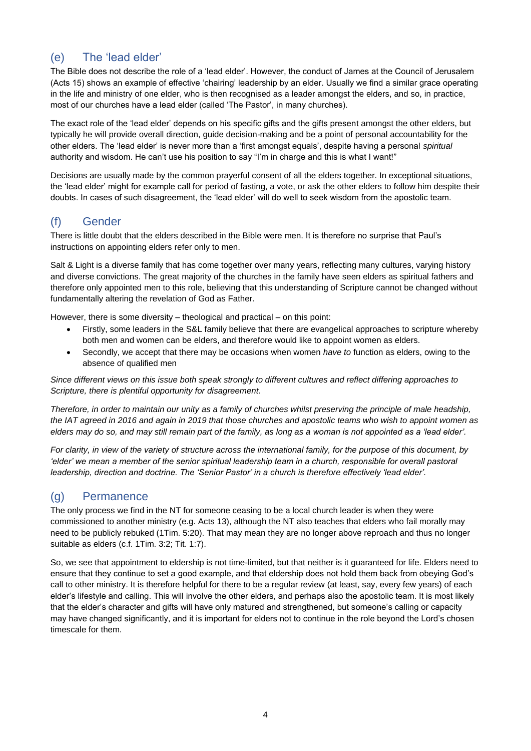## (e) The 'lead elder'

The Bible does not describe the role of a 'lead elder'. However, the conduct of James at the Council of Jerusalem (Acts 15) shows an example of effective 'chairing' leadership by an elder. Usually we find a similar grace operating in the life and ministry of one elder, who is then recognised as a leader amongst the elders, and so, in practice, most of our churches have a lead elder (called 'The Pastor', in many churches).

The exact role of the 'lead elder' depends on his specific gifts and the gifts present amongst the other elders, but typically he will provide overall direction, guide decision-making and be a point of personal accountability for the other elders. The 'lead elder' is never more than a 'first amongst equals', despite having a personal *spiritual* authority and wisdom. He can't use his position to say "I'm in charge and this is what I want!"

Decisions are usually made by the common prayerful consent of all the elders together. In exceptional situations, the 'lead elder' might for example call for period of fasting, a vote, or ask the other elders to follow him despite their doubts. In cases of such disagreement, the 'lead elder' will do well to seek wisdom from the apostolic team.

## (f) Gender

There is little doubt that the elders described in the Bible were men. It is therefore no surprise that Paul's instructions on appointing elders refer only to men.

Salt & Light is a diverse family that has come together over many years, reflecting many cultures, varying history and diverse convictions. The great majority of the churches in the family have seen elders as spiritual fathers and therefore only appointed men to this role, believing that this understanding of Scripture cannot be changed without fundamentally altering the revelation of God as Father.

However, there is some diversity – theological and practical – on this point:

- Firstly, some leaders in the S&L family believe that there are evangelical approaches to scripture whereby both men and women can be elders, and therefore would like to appoint women as elders.
- Secondly, we accept that there may be occasions when women *have to* function as elders, owing to the absence of qualified men

*Since different views on this issue both speak strongly to different cultures and reflect differing approaches to Scripture, there is plentiful opportunity for disagreement.*

*Therefore, in order to maintain our unity as a family of churches whilst preserving the principle of male headship, the IAT agreed in 2016 and again in 2019 that those churches and apostolic teams who wish to appoint women as elders may do so, and may still remain part of the family, as long as a woman is not appointed as a 'lead elder'.*

*For clarity, in view of the variety of structure across the international family, for the purpose of this document, by 'elder' we mean a member of the senior spiritual leadership team in a church, responsible for overall pastoral leadership, direction and doctrine. The 'Senior Pastor' in a church is therefore effectively 'lead elder'.*

## (g) Permanence

The only process we find in the NT for someone ceasing to be a local church leader is when they were commissioned to another ministry (e.g. Acts 13), although the NT also teaches that elders who fail morally may need to be publicly rebuked (1Tim. 5:20). That may mean they are no longer above reproach and thus no longer suitable as elders (c.f. 1Tim. 3:2; Tit. 1:7).

So, we see that appointment to eldership is not time-limited, but that neither is it guaranteed for life. Elders need to ensure that they continue to set a good example, and that eldership does not hold them back from obeying God's call to other ministry. It is therefore helpful for there to be a regular review (at least, say, every few years) of each elder's lifestyle and calling. This will involve the other elders, and perhaps also the apostolic team. It is most likely that the elder's character and gifts will have only matured and strengthened, but someone's calling or capacity may have changed significantly, and it is important for elders not to continue in the role beyond the Lord's chosen timescale for them.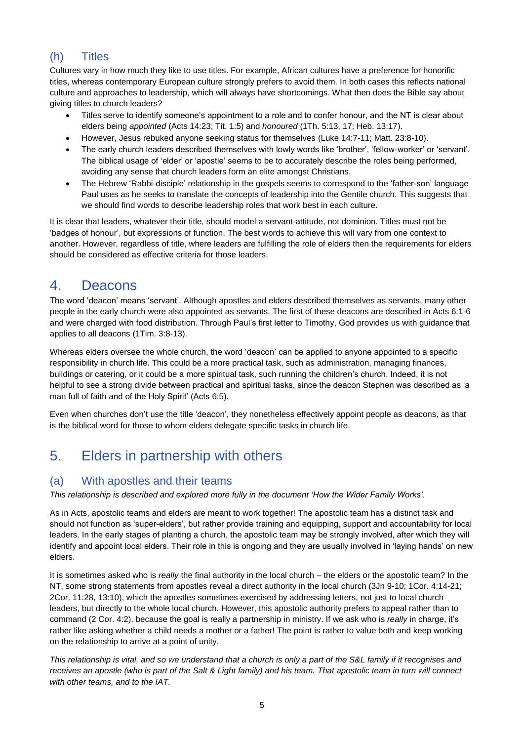### (h) Titles

Cultures vary in how much they like to use titles. For example, African cultures have a preference for honorific titles, whereas contemporary European culture strongly prefers to avoid them. In both cases this reflects national culture and approaches to leadership, which will always have shortcomings. What then does the Bible say about giving titles to church leaders?

- Titles serve to identify someone's appointment to a role and to confer honour, and the NT is clear about elders being *appointed* (Acts 14:23; Tit. 1:5) and *honoured* (1Th. 5:13, 17; Heb. 13:17).
- However, Jesus rebuked anyone seeking status for themselves (Luke 14:7-11; Matt. 23:8-10).
- The early church leaders described themselves with lowly words like 'brother', 'fellow-worker' or 'servant'. The biblical usage of 'elder' or 'apostle' seems to be to accurately describe the roles being performed, avoiding any sense that church leaders form an elite amongst Christians.
- The Hebrew 'Rabbi-disciple' relationship in the gospels seems to correspond to the 'father-son' language Paul uses as he seeks to translate the concepts of leadership into the Gentile church. This suggests that we should find words to describe leadership roles that work best in each culture.

It is clear that leaders, whatever their title, should model a servant-attitude, not dominion. Titles must not be 'badges of honour', but expressions of function. The best words to achieve this will vary from one context to another. However, regardless of title, where leaders are fulfilling the role of elders then the requirements for elders should be considered as effective criteria for those leaders.

## 4. Deacons

The word 'deacon' means 'servant'. Although apostles and elders described themselves as servants, many other people in the early church were also appointed as servants. The first of these deacons are described in Acts 6:1-6 and were charged with food distribution. Through Paul's first letter to Timothy, God provides us with guidance that applies to all deacons (1Tim. 3:8-13).

Whereas elders oversee the whole church, the word 'deacon' can be applied to anyone appointed to a specific responsibility in church life. This could be a more practical task, such as administration, managing finances, buildings or catering, or it could be a more spiritual task, such running the children's church. Indeed, it is not helpful to see a strong divide between practical and spiritual tasks, since the deacon Stephen was described as 'a man full of faith and of the Holy Spirit' (Acts 6:5).

Even when churches don't use the title 'deacon', they nonetheless effectively appoint people as deacons, as that is the biblical word for those to whom elders delegate specific tasks in church life.

## 5. Elders in partnership with others

### (a) With apostles and their teams

*This relationship is described and explored more fully in the document 'How the Wider Family Works'.*

As in Acts, apostolic teams and elders are meant to work together! The apostolic team has a distinct task and should not function as 'super-elders', but rather provide training and equipping, support and accountability for local leaders. In the early stages of planting a church, the apostolic team may be strongly involved, after which they will identify and appoint local elders. Their role in this is ongoing and they are usually involved in 'laying hands' on new elders.

It is sometimes asked who is *really* the final authority in the local church – the elders or the apostolic team? In the NT, some strong statements from apostles reveal a direct authority in the local church (3Jn 9-10; 1Cor. 4:14-21; 2Cor. 11:28, 13:10), which the apostles sometimes exercised by addressing letters, not just to local church leaders, but directly to the whole local church. However, this apostolic authority prefers to appeal rather than to command (2 Cor. 4:2), because the goal is really a partnership in ministry. If we ask who is *really* in charge, it's rather like asking whether a child needs a mother or a father! The point is rather to value both and keep working on the relationship to arrive at a point of unity.

*This relationship is vital, and so we understand that a church is only a part of the S&L family if it recognises and receives an apostle (who is part of the Salt & Light family) and his team. That apostolic team in turn will connect with other teams, and to the IAT.*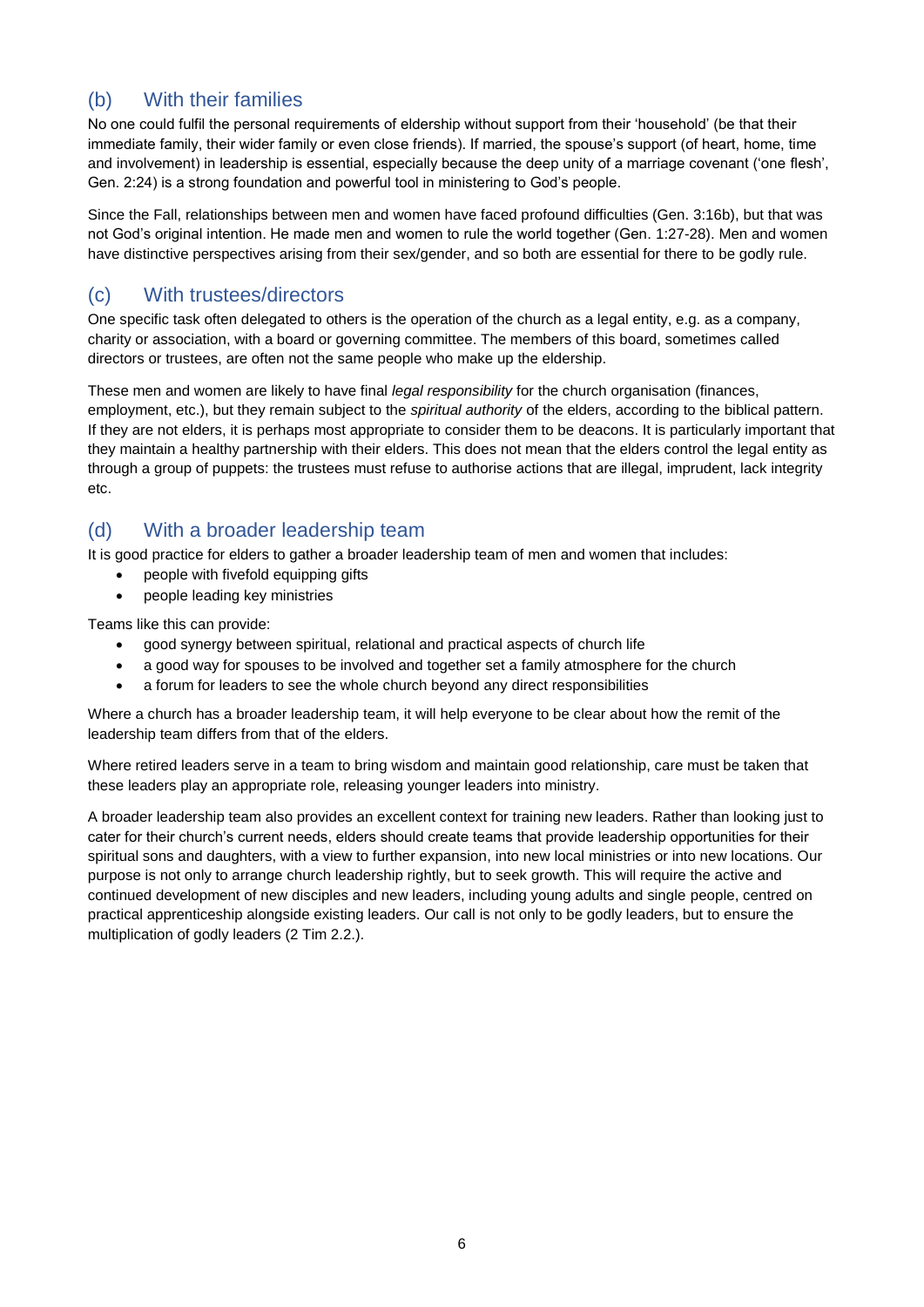## (b) With their families

No one could fulfil the personal requirements of eldership without support from their 'household' (be that their immediate family, their wider family or even close friends). If married, the spouse's support (of heart, home, time and involvement) in leadership is essential, especially because the deep unity of a marriage covenant ('one flesh', Gen. 2:24) is a strong foundation and powerful tool in ministering to God's people.

Since the Fall, relationships between men and women have faced profound difficulties (Gen. 3:16b), but that was not God's original intention. He made men and women to rule the world together (Gen. 1:27-28). Men and women have distinctive perspectives arising from their sex/gender, and so both are essential for there to be godly rule.

## (c) With trustees/directors

One specific task often delegated to others is the operation of the church as a legal entity, e.g. as a company, charity or association, with a board or governing committee. The members of this board, sometimes called directors or trustees, are often not the same people who make up the eldership.

These men and women are likely to have final *legal responsibility* for the church organisation (finances, employment, etc.), but they remain subject to the *spiritual authority* of the elders, according to the biblical pattern. If they are not elders, it is perhaps most appropriate to consider them to be deacons. It is particularly important that they maintain a healthy partnership with their elders. This does not mean that the elders control the legal entity as through a group of puppets: the trustees must refuse to authorise actions that are illegal, imprudent, lack integrity etc.

## (d) With a broader leadership team

It is good practice for elders to gather a broader leadership team of men and women that includes:

- people with fivefold equipping gifts
- people leading key ministries

Teams like this can provide:

- good synergy between spiritual, relational and practical aspects of church life
- a good way for spouses to be involved and together set a family atmosphere for the church
- a forum for leaders to see the whole church beyond any direct responsibilities

Where a church has a broader leadership team, it will help everyone to be clear about how the remit of the leadership team differs from that of the elders.

Where retired leaders serve in a team to bring wisdom and maintain good relationship, care must be taken that these leaders play an appropriate role, releasing younger leaders into ministry.

A broader leadership team also provides an excellent context for training new leaders. Rather than looking just to cater for their church's current needs, elders should create teams that provide leadership opportunities for their spiritual sons and daughters, with a view to further expansion, into new local ministries or into new locations. Our purpose is not only to arrange church leadership rightly, but to seek growth. This will require the active and continued development of new disciples and new leaders, including young adults and single people, centred on practical apprenticeship alongside existing leaders. Our call is not only to be godly leaders, but to ensure the multiplication of godly leaders (2 Tim 2.2.).